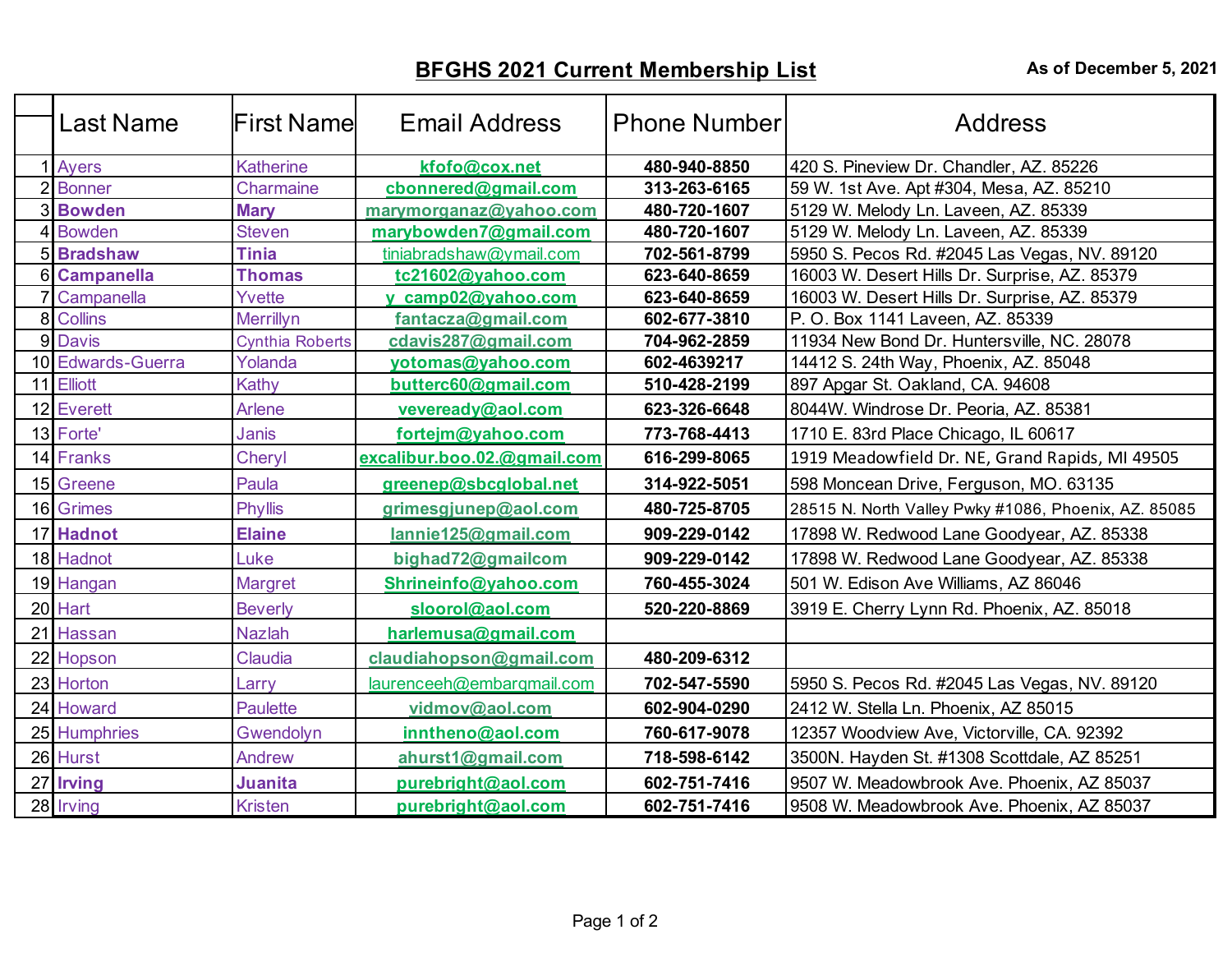# BFGHS 2021 Current Membership List

As of December 5, 2021

| | Last Name | First Name | Email Address | Phone Number | Address |
|---|---|---|---|---|---|
| 1 | Ayers | Katherine | kfofo@cox.net | 480-940-8850 | 420 S. Pineview Dr. Chandler, AZ. 85226 |
| 2 | Bonner | Charmaine | cbonnered@gmail.com | 313-263-6165 | 59 W. 1st Ave. Apt #304, Mesa, AZ. 85210 |
| 3 | **Bowden** | **Mary** | marymorganaz@yahoo.com | 480-720-1607 | 5129 W. Melody Ln. Laveen, AZ. 85339 |
| 4 | Bowden | Steven | marybowden7@gmail.com | 480-720-1607 | 5129 W. Melody Ln. Laveen, AZ. 85339 |
| 5 | **Bradshaw** | **Tinia** | tiniabradshaw@ymail.com | 702-561-8799 | 5950 S. Pecos Rd. #2045 Las Vegas, NV. 89120 |
| 6 | **Campanella** | **Thomas** | tc21602@yahoo.com | 623-640-8659 | 16003 W. Desert Hills Dr. Surprise, AZ. 85379 |
| 7 | Campanella | Yvette | y_camp02@yahoo.com | 623-640-8659 | 16003 W. Desert Hills Dr. Surprise, AZ. 85379 |
| 8 | Collins | Merrillyn | fantacza@gmail.com | 602-677-3810 | P. O. Box 1141 Laveen, AZ. 85339 |
| 9 | Davis | Cynthia Roberts | cdavis287@gmail.com | 704-962-2859 | 11934 New Bond Dr. Huntersville, NC. 28078 |
| 10 | Edwards-Guerra | Yolanda | yotomas@yahoo.com | 602-4639217 | 14412 S. 24th Way, Phoenix, AZ. 85048 |
| 11 | Elliott | Kathy | butterc60@gmail.com | 510-428-2199 | 897 Apgar St. Oakland, CA. 94608 |
| 12 | Everett | Arlene | vevereadv@aol.com | 623-326-6648 | 8044W. Windrose Dr. Peoria, AZ. 85381 |
| 13 | Forte' | Janis | fortejm@yahoo.com | 773-768-4413 | 1710 E. 83rd Place Chicago, IL 60617 |
| 14 | Franks | Cheryl | excalibur.boo.02.@gmail.com | 616-299-8065 | 1919 Meadowfield Dr. NE, Grand Rapids, MI 49505 |
| 15 | Greene | Paula | greenep@sbcglobal.net | 314-922-5051 | 598 Moncean Drive, Ferguson, MO. 63135 |
| 16 | Grimes | Phyllis | grimesgjunep@aol.com | 480-725-8705 | 28515 N. North Valley Pwky #1086, Phoenix, AZ. 85085 |
| 17 | **Hadnot** | **Elaine** | lannie125@gmail.com | 909-229-0142 | 17898 W. Redwood Lane Goodyear, AZ. 85338 |
| 18 | Hadnot | Luke | bighad72@gmailcom | 909-229-0142 | 17898 W. Redwood Lane Goodyear, AZ. 85338 |
| 19 | Hangan | Margret | Shrineinfo@yahoo.com | 760-455-3024 | 501 W. Edison Ave Williams, AZ 86046 |
| 20 | Hart | Beverly | sloorol@aol.com | 520-220-8869 | 3919 E. Cherry Lynn Rd. Phoenix, AZ. 85018 |
| 21 | Hassan | Nazlah | harlemusa@gmail.com | | |
| 22 | Hopson | Claudia | claudiahopson@gmail.com | 480-209-6312 | |
| 23 | Horton | Larry | laurenceeh@embarqmail.com | 702-547-5590 | 5950 S. Pecos Rd. #2045 Las Vegas, NV. 89120 |
| 24 | Howard | Paulette | vidmov@aol.com | 602-904-0290 | 2412 W. Stella Ln. Phoenix, AZ 85015 |
| 25 | Humphries | Gwendolyn | inntheno@aol.com | 760-617-9078 | 12357 Woodview Ave, Victorville, CA. 92392 |
| 26 | Hurst | Andrew | ahurst1@gmail.com | 718-598-6142 | 3500N. Hayden St. #1308 Scottdale, AZ 85251 |
| 27 | **Irving** | **Juanita** | purebright@aol.com | 602-751-7416 | 9507 W. Meadowbrook Ave. Phoenix, AZ 85037 |
| 28 | Irving | Kristen | purebright@aol.com | 602-751-7416 | 9508 W. Meadowbrook Ave. Phoenix, AZ 85037 |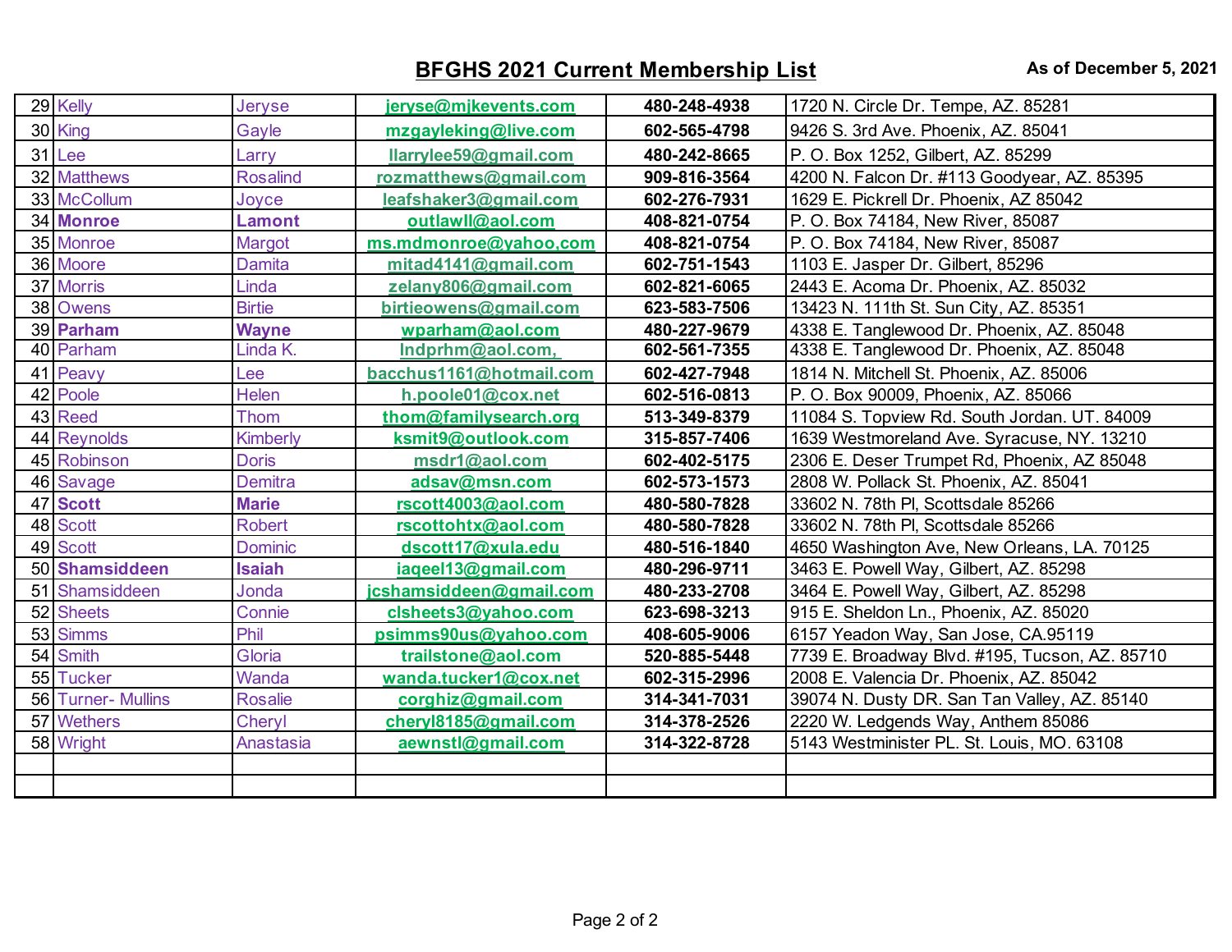# BFGHS 2021 Current Membership List

**As of December 5, 2021**

| | | | | | |
|---|---|---|---|---|---|
| 29 | Kelly | Jeryse | jeryse@mjkevents.com | 480-248-4938 | 1720 N. Circle Dr. Tempe, AZ. 85281 |
| 30 | King | Gayle | mzgayleking@live.com | 602-565-4798 | 9426 S. 3rd Ave. Phoenix, AZ. 85041 |
| 31 | Lee | Larry | llarrylee59@gmail.com | 480-242-8665 | P. O. Box 1252, Gilbert, AZ. 85299 |
| 32 | Matthews | Rosalind | rozmatthews@gmail.com | 909-816-3564 | 4200 N. Falcon Dr. #113 Goodyear, AZ. 85395 |
| 33 | McCollum | Joyce | leafshaker3@gmail.com | 602-276-7931 | 1629 E. Pickrell Dr. Phoenix, AZ 85042 |
| 34 | **Monroe** | **Lamont** | outlawll@aol.com | 408-821-0754 | P. O. Box 74184, New River, 85087 |
| 35 | Monroe | Margot | ms.mdmonroe@yahoo,com | 408-821-0754 | P. O. Box 74184, New River, 85087 |
| 36 | Moore | Damita | mitad4141@gmail.com | 602-751-1543 | 1103 E. Jasper Dr. Gilbert, 85296 |
| 37 | Morris | Linda | zelany806@gmail.com | 602-821-6065 | 2443 E. Acoma Dr. Phoenix, AZ. 85032 |
| 38 | Owens | Birtie | birtieowens@gmail.com | 623-583-7506 | 13423 N. 111th St. Sun City, AZ. 85351 |
| 39 | **Parham** | **Wayne** | wparham@aol.com | 480-227-9679 | 4338 E. Tanglewood Dr. Phoenix, AZ. 85048 |
| 40 | Parham | Linda K. | lndprhm@aol.com, | 602-561-7355 | 4338 E. Tanglewood Dr. Phoenix, AZ. 85048 |
| 41 | Peavy | Lee | bacchus1161@hotmail.com | 602-427-7948 | 1814 N. Mitchell St. Phoenix, AZ. 85006 |
| 42 | Poole | Helen | h.poole01@cox.net | 602-516-0813 | P. O. Box 90009, Phoenix, AZ. 85066 |
| 43 | Reed | Thom | thom@familysearch.org | 513-349-8379 | 11084 S. Topview Rd. South Jordan. UT. 84009 |
| 44 | Reynolds | Kimberly | ksmit9@outlook.com | 315-857-7406 | 1639 Westmoreland Ave. Syracuse, NY. 13210 |
| 45 | Robinson | Doris | msdr1@aol.com | 602-402-5175 | 2306 E. Deser Trumpet Rd, Phoenix, AZ 85048 |
| 46 | Savage | Demitra | adsav@msn.com | 602-573-1573 | 2808 W. Pollack St. Phoenix, AZ. 85041 |
| 47 | **Scott** | **Marie** | rscott4003@aol.com | 480-580-7828 | 33602 N. 78th Pl, Scottsdale 85266 |
| 48 | Scott | Robert | rscottohtx@aol.com | 480-580-7828 | 33602 N. 78th Pl, Scottsdale 85266 |
| 49 | Scott | Dominic | dscott17@xula.edu | 480-516-1840 | 4650 Washington Ave, New Orleans, LA. 70125 |
| 50 | **Shamsiddeen** | **Isaiah** | iaqeel13@gmail.com | 480-296-9711 | 3463 E. Powell Way, Gilbert, AZ. 85298 |
| 51 | Shamsiddeen | Jonda | jcshamsiddeen@gmail.com | 480-233-2708 | 3464 E. Powell Way, Gilbert, AZ. 85298 |
| 52 | Sheets | Connie | clsheets3@yahoo.com | 623-698-3213 | 915 E. Sheldon Ln., Phoenix, AZ. 85020 |
| 53 | Simms | Phil | psimms90us@yahoo.com | 408-605-9006 | 6157 Yeadon Way, San Jose, CA.95119 |
| 54 | Smith | Gloria | trailstone@aol.com | 520-885-5448 | 7739 E. Broadway Blvd. #195, Tucson, AZ. 85710 |
| 55 | Tucker | Wanda | wanda.tucker1@cox.net | 602-315-2996 | 2008 E. Valencia Dr. Phoenix, AZ. 85042 |
| 56 | Turner- Mullins | Rosalie | corghiz@gmail.com | 314-341-7031 | 39074 N. Dusty DR. San Tan Valley, AZ. 85140 |
| 57 | Wethers | Cheryl | cheryl8185@gmail.com | 314-378-2526 | 2220 W. Ledgends Way, Anthem 85086 |
| 58 | Wright | Anastasia | aewnstl@gmail.com | 314-322-8728 | 5143 Westminister PL. St. Louis, MO. 63108 |
| | | | | | |
| | | | | | |